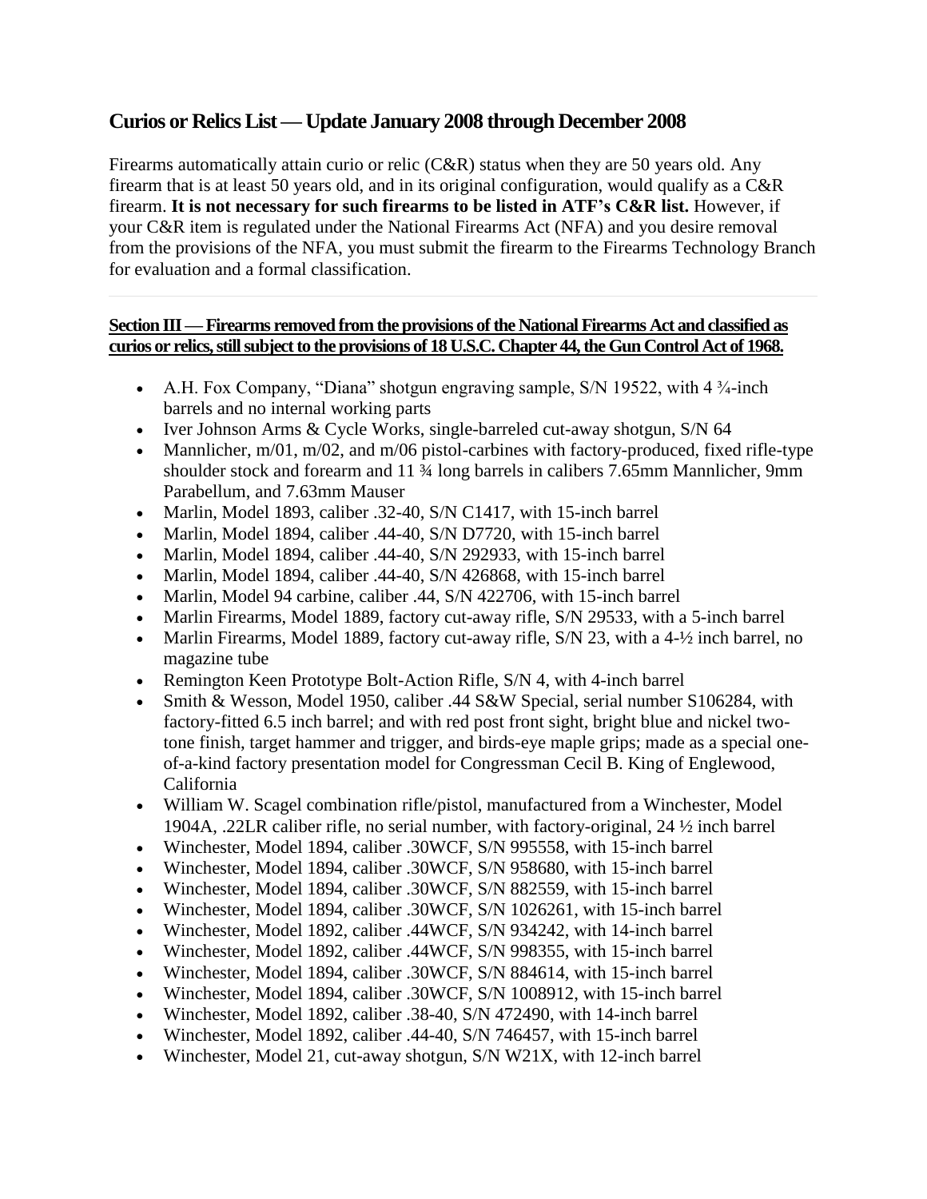## Curios or Relics List — Update January 2008 through December 2008

Firearms automatically attain curio or relic (C&R) status when they are 50 years old. Any firearm that is at least 50 years old, and in its original configuration, would qualify as a C&R firearm. **It is not necessary for such firearms to be listed in ATF's C&R list.** However, if your C&R item is regulated under the National Firearms Act (NFA) and you desire removal from the provisions of the NFA, you must submit the firearm to the Firearms Technology Branch for evaluation and a formal classification.

---

**Section III — Firearms removed from the provisions of the National Firearms Act and classified as curios or relics, still subject to the provisions of 18 U.S.C. Chapter 44, the Gun Control Act of 1968.**

- A.H. Fox Company, "Diana" shotgun engraving sample, S/N 19522, with 4 ¾-inch barrels and no internal working parts
- Iver Johnson Arms & Cycle Works, single-barreled cut-away shotgun, S/N 64
- Mannlicher, m/01, m/02, and m/06 pistol-carbines with factory-produced, fixed rifle-type shoulder stock and forearm and 11 ¾ long barrels in calibers 7.65mm Mannlicher, 9mm Parabellum, and 7.63mm Mauser
- Marlin, Model 1893, caliber .32-40, S/N C1417, with 15-inch barrel
- Marlin, Model 1894, caliber .44-40, S/N D7720, with 15-inch barrel
- Marlin, Model 1894, caliber .44-40, S/N 292933, with 15-inch barrel
- Marlin, Model 1894, caliber .44-40, S/N 426868, with 15-inch barrel
- Marlin, Model 94 carbine, caliber .44, S/N 422706, with 15-inch barrel
- Marlin Firearms, Model 1889, factory cut-away rifle, S/N 29533, with a 5-inch barrel
- Marlin Firearms, Model 1889, factory cut-away rifle, S/N 23, with a 4-½ inch barrel, no magazine tube
- Remington Keen Prototype Bolt-Action Rifle, S/N 4, with 4-inch barrel
- Smith & Wesson, Model 1950, caliber .44 S&W Special, serial number S106284, with factory-fitted 6.5 inch barrel; and with red post front sight, bright blue and nickel two-tone finish, target hammer and trigger, and birds-eye maple grips; made as a special one-of-a-kind factory presentation model for Congressman Cecil B. King of Englewood, California
- William W. Scagel combination rifle/pistol, manufactured from a Winchester, Model 1904A, .22LR caliber rifle, no serial number, with factory-original, 24 ½ inch barrel
- Winchester, Model 1894, caliber .30WCF, S/N 995558, with 15-inch barrel
- Winchester, Model 1894, caliber .30WCF, S/N 958680, with 15-inch barrel
- Winchester, Model 1894, caliber .30WCF, S/N 882559, with 15-inch barrel
- Winchester, Model 1894, caliber .30WCF, S/N 1026261, with 15-inch barrel
- Winchester, Model 1892, caliber .44WCF, S/N 934242, with 14-inch barrel
- Winchester, Model 1892, caliber .44WCF, S/N 998355, with 15-inch barrel
- Winchester, Model 1894, caliber .30WCF, S/N 884614, with 15-inch barrel
- Winchester, Model 1894, caliber .30WCF, S/N 1008912, with 15-inch barrel
- Winchester, Model 1892, caliber .38-40, S/N 472490, with 14-inch barrel
- Winchester, Model 1892, caliber .44-40, S/N 746457, with 15-inch barrel
- Winchester, Model 21, cut-away shotgun, S/N W21X, with 12-inch barrel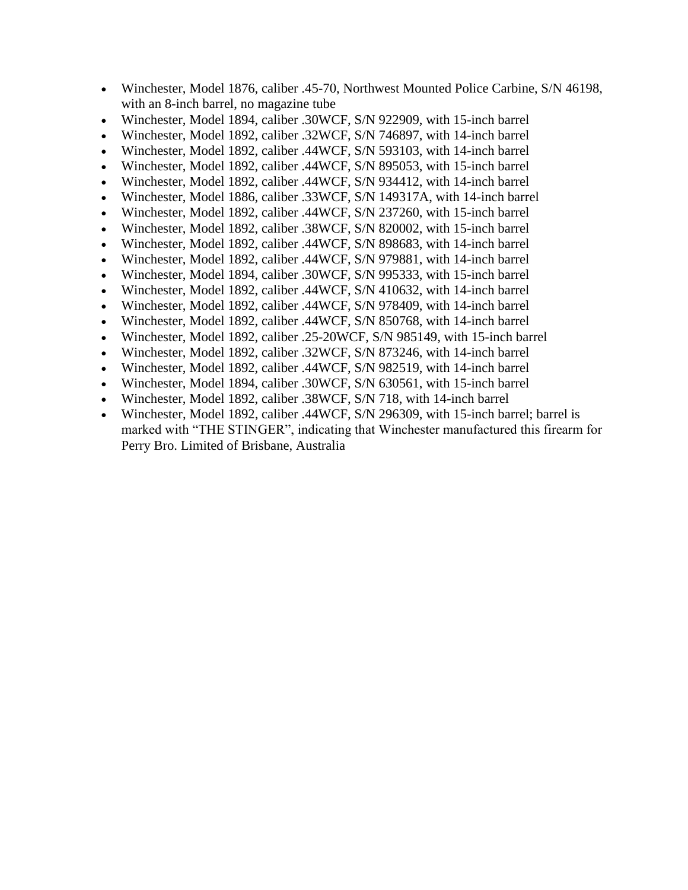- Winchester, Model 1876, caliber .45-70, Northwest Mounted Police Carbine, S/N 46198, with an 8-inch barrel, no magazine tube
- Winchester, Model 1894, caliber .30WCF, S/N 922909, with 15-inch barrel
- Winchester, Model 1892, caliber .32WCF, S/N 746897, with 14-inch barrel
- Winchester, Model 1892, caliber .44WCF, S/N 593103, with 14-inch barrel
- Winchester, Model 1892, caliber .44WCF, S/N 895053, with 15-inch barrel
- Winchester, Model 1892, caliber .44WCF, S/N 934412, with 14-inch barrel
- Winchester, Model 1886, caliber .33WCF, S/N 149317A, with 14-inch barrel
- Winchester, Model 1892, caliber .44WCF, S/N 237260, with 15-inch barrel
- Winchester, Model 1892, caliber .38WCF, S/N 820002, with 15-inch barrel
- Winchester, Model 1892, caliber .44WCF, S/N 898683, with 14-inch barrel
- Winchester, Model 1892, caliber .44WCF, S/N 979881, with 14-inch barrel
- Winchester, Model 1894, caliber .30WCF, S/N 995333, with 15-inch barrel
- Winchester, Model 1892, caliber .44WCF, S/N 410632, with 14-inch barrel
- Winchester, Model 1892, caliber .44WCF, S/N 978409, with 14-inch barrel
- Winchester, Model 1892, caliber .44WCF, S/N 850768, with 14-inch barrel
- Winchester, Model 1892, caliber .25-20WCF, S/N 985149, with 15-inch barrel
- Winchester, Model 1892, caliber .32WCF, S/N 873246, with 14-inch barrel
- Winchester, Model 1892, caliber .44WCF, S/N 982519, with 14-inch barrel
- Winchester, Model 1894, caliber .30WCF, S/N 630561, with 15-inch barrel
- Winchester, Model 1892, caliber .38WCF, S/N 718, with 14-inch barrel
- Winchester, Model 1892, caliber .44WCF, S/N 296309, with 15-inch barrel; barrel is marked with "THE STINGER", indicating that Winchester manufactured this firearm for Perry Bro. Limited of Brisbane, Australia